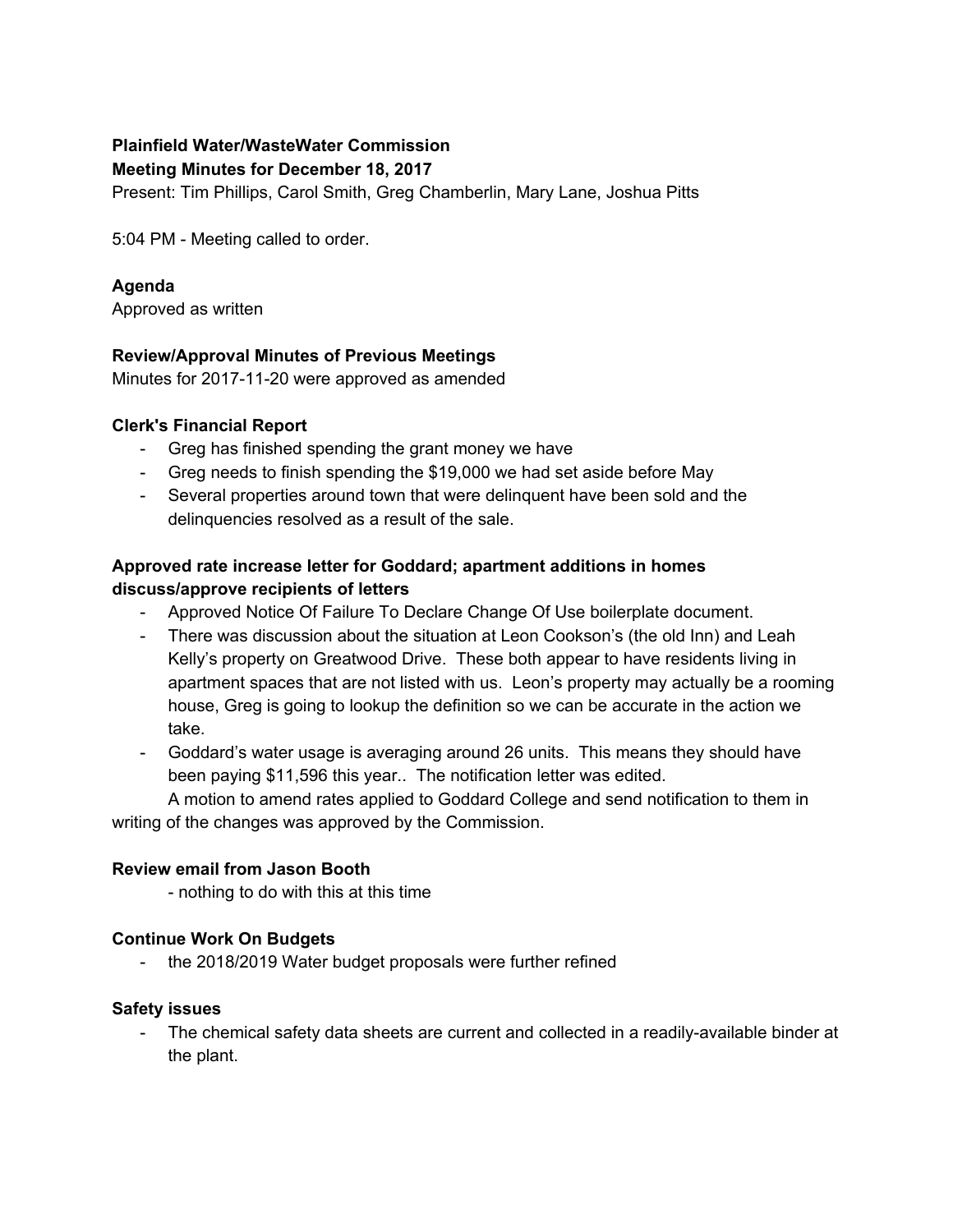**Plainfield Water/WasteWater Commission**
**Meeting Minutes for December 18, 2017**
Present: Tim Phillips, Carol Smith, Greg Chamberlin, Mary Lane, Joshua Pitts

5:04 PM - Meeting called to order.

**Agenda**
Approved as written

**Review/Approval Minutes of Previous Meetings**
Minutes for 2017-11-20 were approved as amended

**Clerk's Financial Report**

- Greg has finished spending the grant money we have
- Greg needs to finish spending the $19,000 we had set aside before May
- Several properties around town that were delinquent have been sold and the delinquencies resolved as a result of the sale.

**Approved rate increase letter for Goddard; apartment additions in homes discuss/approve recipients of letters**

- Approved Notice Of Failure To Declare Change Of Use boilerplate document.
- There was discussion about the situation at Leon Cookson's (the old Inn) and Leah Kelly's property on Greatwood Drive. These both appear to have residents living in apartment spaces that are not listed with us. Leon's property may actually be a rooming house, Greg is going to lookup the definition so we can be accurate in the action we take.
- Goddard's water usage is averaging around 26 units. This means they should have been paying $11,596 this year.. The notification letter was edited.

A motion to amend rates applied to Goddard College and send notification to them in writing of the changes was approved by the Commission.

**Review email from Jason Booth**

- nothing to do with this at this time

**Continue Work On Budgets**

- the 2018/2019 Water budget proposals were further refined

**Safety issues**

- The chemical safety data sheets are current and collected in a readily-available binder at the plant.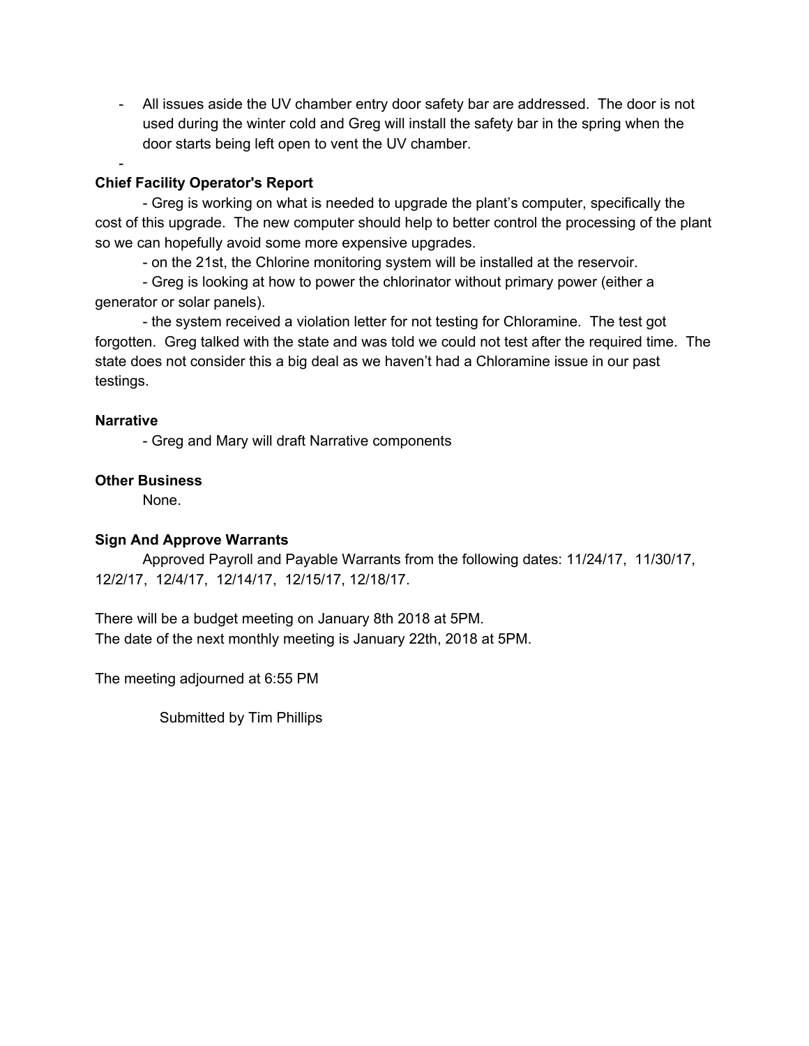- All issues aside the UV chamber entry door safety bar are addressed. The door is not used during the winter cold and Greg will install the safety bar in the spring when the door starts being left open to vent the UV chamber.
-

**Chief Facility Operator's Report**

- Greg is working on what is needed to upgrade the plant's computer, specifically the cost of this upgrade. The new computer should help to better control the processing of the plant so we can hopefully avoid some more expensive upgrades.
- on the 21st, the Chlorine monitoring system will be installed at the reservoir.
- Greg is looking at how to power the chlorinator without primary power (either a generator or solar panels).
- the system received a violation letter for not testing for Chloramine. The test got forgotten. Greg talked with the state and was told we could not test after the required time. The state does not consider this a big deal as we haven't had a Chloramine issue in our past testings.

**Narrative**

- Greg and Mary will draft Narrative components

**Other Business**

None.

**Sign And Approve Warrants**

Approved Payroll and Payable Warrants from the following dates: 11/24/17, 11/30/17, 12/2/17, 12/4/17, 12/14/17, 12/15/17, 12/18/17.

There will be a budget meeting on January 8th 2018 at 5PM.
The date of the next monthly meeting is January 22th, 2018 at 5PM.

The meeting adjourned at 6:55 PM

Submitted by Tim Phillips